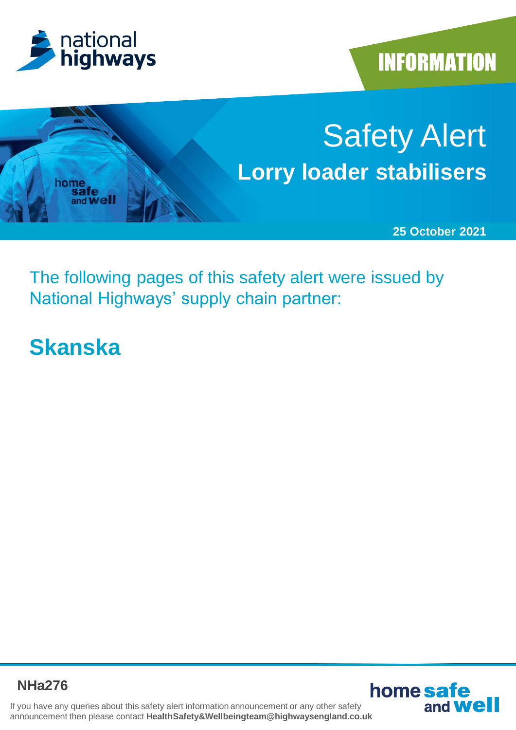# INFORMATION

# Safety Alert

## Lorry loader stabilisers

**25 October 2021**

The following pages of this safety alert were issued by National Highways' supply chain partner:

## Skanska

**NHa276**

If you have any queries about this safety alert information announcement or any other safety announcement then please contact **HealthSafety&Wellbeingteam@highwaysengland.co.uk**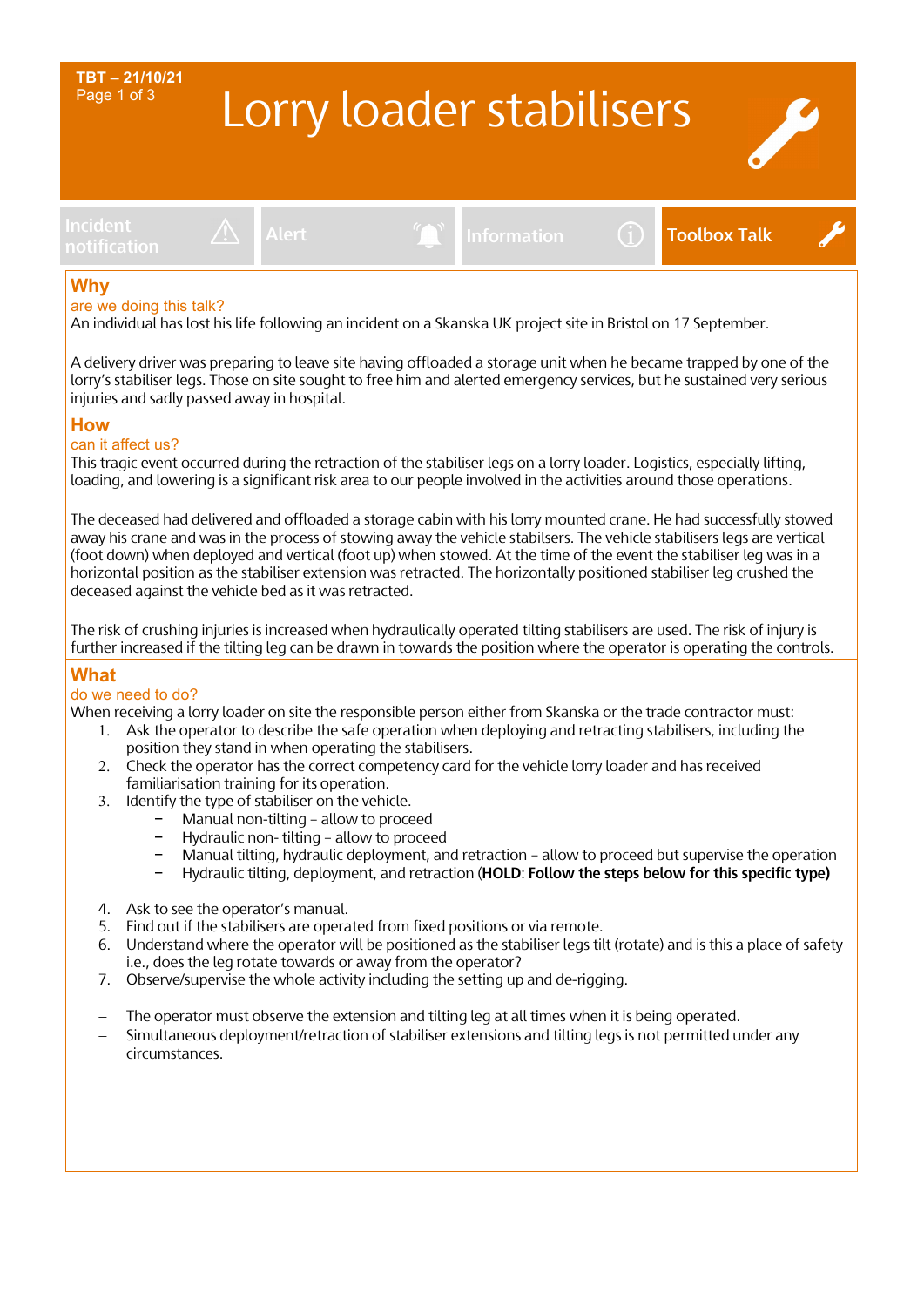TBT – 21/10/21

# Lorry loader stabilisers

Incident notification | Alert | Information | **Toolbox Talk**

## Why

are we doing this talk?

An individual has lost his life following an incident on a Skanska UK project site in Bristol on 17 September.

A delivery driver was preparing to leave site having offloaded a storage unit when he became trapped by one of the lorry's stabiliser legs. Those on site sought to free him and alerted emergency services, but he sustained very serious injuries and sadly passed away in hospital.

## How

can it affect us?

This tragic event occurred during the retraction of the stabiliser legs on a lorry loader. Logistics, especially lifting, loading, and lowering is a significant risk area to our people involved in the activities around those operations.

The deceased had delivered and offloaded a storage cabin with his lorry mounted crane. He had successfully stowed away his crane and was in the process of stowing away the vehicle stabilsers. The vehicle stabilisers legs are vertical (foot down) when deployed and vertical (foot up) when stowed. At the time of the event the stabiliser leg was in a horizontal position as the stabiliser extension was retracted. The horizontally positioned stabiliser leg crushed the deceased against the vehicle bed as it was retracted.

The risk of crushing injuries is increased when hydraulically operated tilting stabilisers are used. The risk of injury is further increased if the tilting leg can be drawn in towards the position where the operator is operating the controls.

## What

do we need to do?

When receiving a lorry loader on site the responsible person either from Skanska or the trade contractor must:

1. Ask the operator to describe the safe operation when deploying and retracting stabilisers, including the position they stand in when operating the stabilisers.
2. Check the operator has the correct competency card for the vehicle lorry loader and has received familiarisation training for its operation.
3. Identify the type of stabiliser on the vehicle.
   - Manual non-tilting – allow to proceed
   - Hydraulic non- tilting – allow to proceed
   - Manual tilting, hydraulic deployment, and retraction – allow to proceed but supervise the operation
   - Hydraulic tilting, deployment, and retraction (**HOLD**: **Follow the steps below for this specific type)**
4. Ask to see the operator's manual.
5. Find out if the stabilisers are operated from fixed positions or via remote.
6. Understand where the operator will be positioned as the stabiliser legs tilt (rotate) and is this a place of safety i.e., does the leg rotate towards or away from the operator?
7. Observe/supervise the whole activity including the setting up and de-rigging.

- The operator must observe the extension and tilting leg at all times when it is being operated.
- Simultaneous deployment/retraction of stabiliser extensions and tilting legs is not permitted under any circumstances.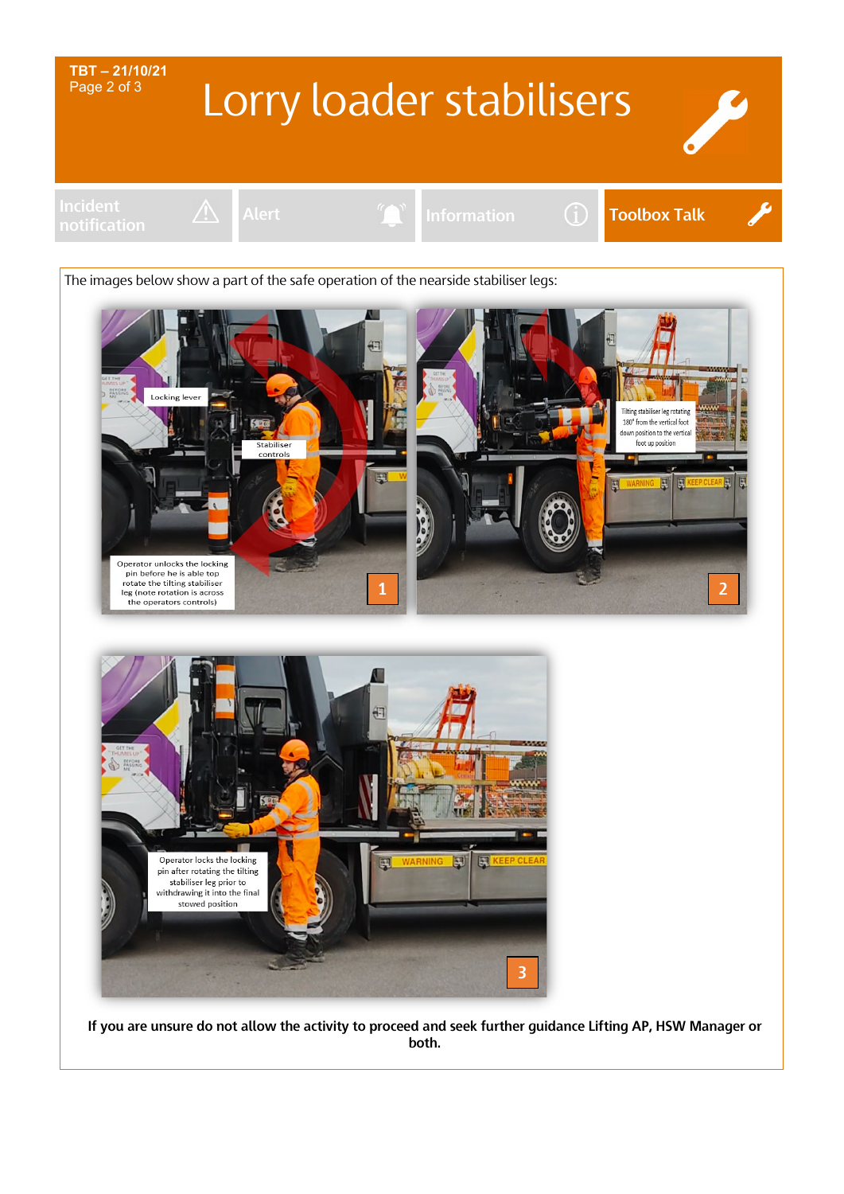TBT – 21/10/21

# Lorry loader stabilisers

Incident notification | Alert | Information | **Toolbox Talk**

The images below show a part of the safe operation of the nearside stabiliser legs:

Locking lever

Stabiliser controls

Operator unlocks the locking pin before he is able top rotate the tilting stabiliser leg (note rotation is across the operators controls)

1

Tilting stabiliser leg rotating 180° from the vertical foot down position to the vertical foot up position

2

Operator locks the locking pin after rotating the tilting stabiliser leg prior to withdrawing it into the final stowed position

3

**If you are unsure do not allow the activity to proceed and seek further guidance Lifting AP, HSW Manager or both.**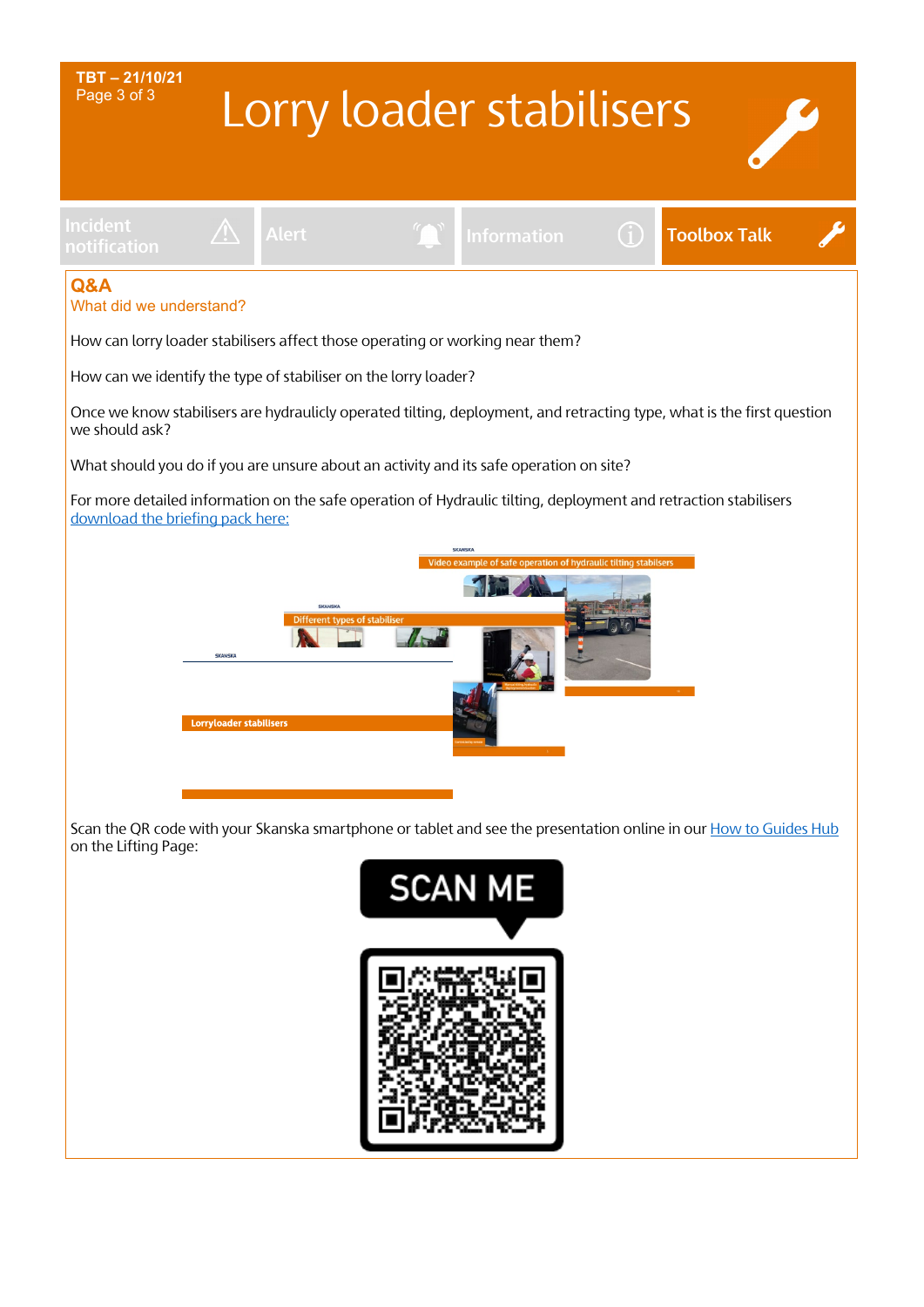TBT – 21/10/21

# Lorry loader stabilisers

Incident notification | Alert | Information | **Toolbox Talk**

## Q&A

What did we understand?

How can lorry loader stabilisers affect those operating or working near them?

How can we identify the type of stabiliser on the lorry loader?

Once we know stabilisers are hydraulicly operated tilting, deployment, and retracting type, what is the first question we should ask?

What should you do if you are unsure about an activity and its safe operation on site?

For more detailed information on the safe operation of Hydraulic tilting, deployment and retraction stabilisers [download the briefing pack here:]

Scan the QR code with your Skanska smartphone or tablet and see the presentation online in our [How to Guides Hub] on the Lifting Page:

SCAN ME